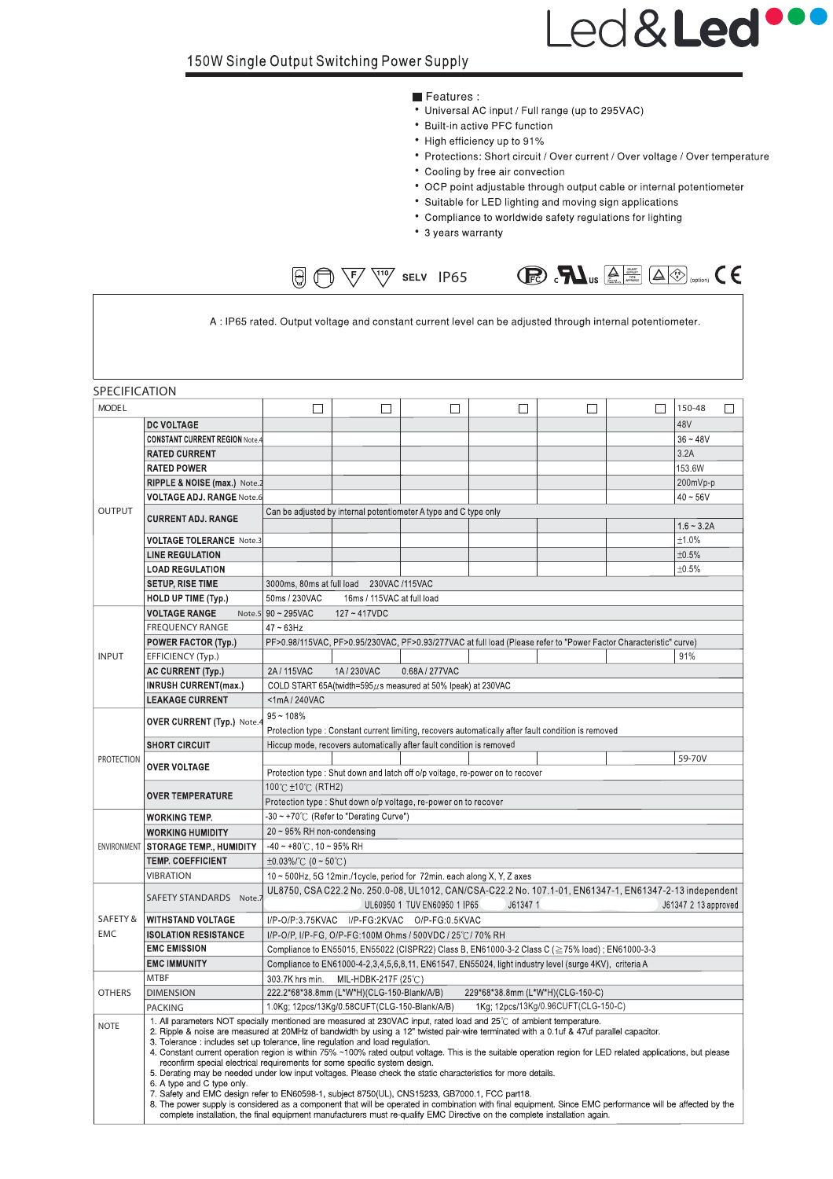Led&Led

## 150W Single Output Switching Power Supply

■ Features :

- Universal AC input / Full range (up to 295VAC)
- Built-in active PFC function
- High efficiency up to 91%
- Protections: Short circuit / Over current / Over voltage / Over temperature
- Cooling by free air convection
- OCP point adjustable through output cable or internal potentiometer
- Suitable for LED lighting and moving sign applications
- Compliance to worldwide safety regulations for lighting
- 3 years warranty

SELV IP65 (option)

A : IP65 rated. Output voltage and constant current level can be adjusted through internal potentiometer.

SPECIFICATION

| | MODEL | ☐ | ☐ | ☐ | ☐ | ☐ | ☐ | 150-48 ☐ |
|---|---|---|---|---|---|---|---|---|
| OUTPUT | DC VOLTAGE | | | | | | | 48V |
| | CONSTANT CURRENT REGION Note.4 | | | | | | | 36 ~ 48V |
| | RATED CURRENT | | | | | | | 3.2A |
| | RATED POWER | | | | | | | 153.6W |
| | RIPPLE & NOISE (max.) Note.2 | | | | | | | 200mVp-p |
| | VOLTAGE ADJ. RANGE Note.6 | | | | | | | 40 ~ 56V |
| | CURRENT ADJ. RANGE | Can be adjusted by internal potentiometer A type and C type only | | | | | | 1.6 ~ 3.2A |
| | VOLTAGE TOLERANCE Note.3 | | | | | | | ±1.0% |
| | LINE REGULATION | | | | | | | ±0.5% |
| | LOAD REGULATION | | | | | | | ±0.5% |
| | SETUP, RISE TIME | 3000ms, 80ms at full load 230VAC /115VAC | | | | | | |
| | HOLD UP TIME (Typ.) | 50ms / 230VAC 16ms / 115VAC at full load | | | | | | |
| INPUT | VOLTAGE RANGE Note.5 | 90 ~ 295VAC 127 ~ 417VDC | | | | | | |
| | FREQUENCY RANGE | 47 ~ 63Hz | | | | | | |
| | POWER FACTOR (Typ.) | PF>0.98/115VAC, PF>0.95/230VAC, PF>0.93/277VAC at full load (Please refer to "Power Factor Characteristic" curve) | | | | | | |
| | EFFICIENCY (Typ.) | | | | | | | 91% |
| | AC CURRENT (Typ.) | 2A / 115VAC 1A / 230VAC 0.68A / 277VAC | | | | | | |
| | INRUSH CURRENT(max.) | COLD START 65A(twidth=595µs measured at 50% Ipeak) at 230VAC | | | | | | |
| | LEAKAGE CURRENT | <1mA / 240VAC | | | | | | |
| PROTECTION | OVER CURRENT (Typ.) Note.4 | 95 ~ 108%<br>Protection type : Constant current limiting, recovers automatically after fault condition is removed | | | | | | |
| | SHORT CIRCUIT | Hiccup mode, recovers automatically after fault condition is removed | | | | | | |
| | OVER VOLTAGE | | | | | | | 59-70V |
| | | Protection type : Shut down and latch off o/p voltage, re-power on to recover | | | | | | |
| | OVER TEMPERATURE | 100℃ ±10℃ (RTH2)<br>Protection type : Shut down o/p voltage, re-power on to recover | | | | | | |
| ENVIRONMENT | WORKING TEMP. | -30 ~ +70℃ (Refer to "Derating Curve") | | | | | | |
| | WORKING HUMIDITY | 20 ~ 95% RH non-condensing | | | | | | |
| | STORAGE TEMP., HUMIDITY | -40 ~ +80℃, 10 ~ 95% RH | | | | | | |
| | TEMP. COEFFICIENT | ±0.03%/℃ (0 ~ 50℃) | | | | | | |
| | VIBRATION | 10 ~ 500Hz, 5G 12min./1cycle, period for 72min. each along X, Y, Z axes | | | | | | |
| SAFETY & EMC | SAFETY STANDARDS Note.7 | UL8750, CSA C22.2 No. 250.0-08, UL1012, CAN/CSA-C22.2 No. 107.1-01, EN61347-1, EN61347-2-13 independent<br>UL60950 1 TUV EN60950 1 IP65 J61347 1 J61347 2 13 approved | | | | | | |
| | WITHSTAND VOLTAGE | I/P-O/P:3.75KVAC I/P-FG:2KVAC O/P-FG:0.5KVAC | | | | | | |
| | ISOLATION RESISTANCE | I/P-O/P, I/P-FG, O/P-FG:100M Ohms / 500VDC / 25℃/ 70% RH | | | | | | |
| | EMC EMISSION | Compliance to EN55015, EN55022 (CISPR22) Class B, EN61000-3-2 Class C (≥75% load) ; EN61000-3-3 | | | | | | |
| | EMC IMMUNITY | Compliance to EN61000-4-2,3,4,5,6,8,11, EN61547, EN55024, light industry level (surge 4KV), criteria A | | | | | | |
| OTHERS | MTBF | 303.7K hrs min. MIL-HDBK-217F (25℃) | | | | | | |
| | DIMENSION | 222.2*68*38.8mm (L*W*H)(CLG-150-Blank/A/B) 229*68*38.8mm (L*W*H)(CLG-150-C) | | | | | | |
| | PACKING | 1.0Kg; 12pcs/13Kg/0.58CUFT(CLG-150-Blank/A/B) 1Kg; 12pcs/13Kg/0.96CUFT(CLG-150-C) | | | | | | |

NOTE

1. All parameters NOT specially mentioned are measured at 230VAC input, rated load and 25℃ of ambient temperature.
2. Ripple & noise are measured at 20MHz of bandwidth by using a 12" twisted pair-wire terminated with a 0.1uf & 47uf parallel capacitor.
3. Tolerance : includes set up tolerance, line regulation and load regulation.
4. Constant current operation region is within 75% ~100% rated output voltage. This is the suitable operation region for LED related applications, but please reconfirm special electrical requirements for some specific system design.
5. Derating may be needed under low input voltages. Please check the static characteristics for more details.
6. A type and C type only.
7. Safety and EMC design refer to EN60598-1, subject 8750(UL), CNS15233, GB7000.1, FCC part18.
8. The power supply is considered as a component that will be operated in combination with final equipment. Since EMC performance will be affected by the complete installation, the final equipment manufacturers must re-qualify EMC Directive on the complete installation again.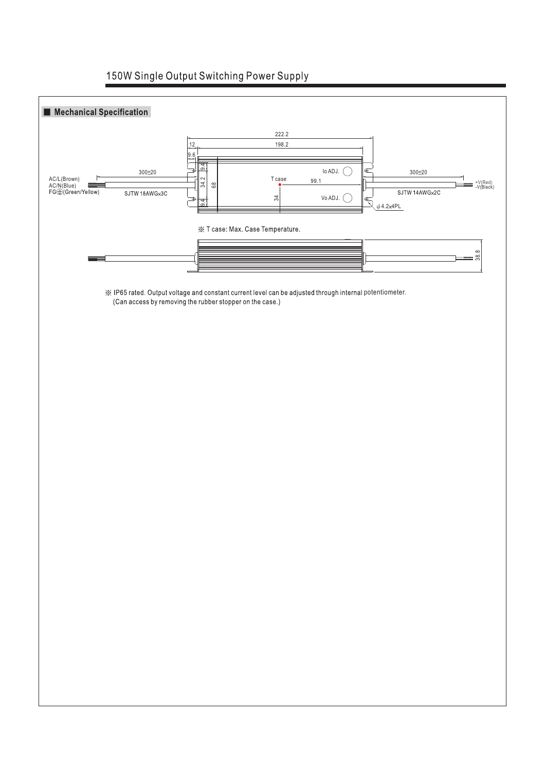## 150W Single Output Switching Power Supply

### ■ Mechanical Specification

222.2

12 198.2

9.6

9.4

300±20

Io ADJ.

300±20

AC/L(Brown)
AC/N(Blue)
FG⏚(Green/Yellow)

34.2

68

T case

99.1

+V(Red)
-V(Black)

SJTW 18AWGx3C

34

Vo ADJ.

SJTW 14AWGx2C

9.4

ϕ4.2x4PL

※ T case: Max. Case Temperature.

38.8

※ IP65 rated. Output voltage and constant current level can be adjusted through internal potentiometer.
(Can access by removing the rubber stopper on the case.)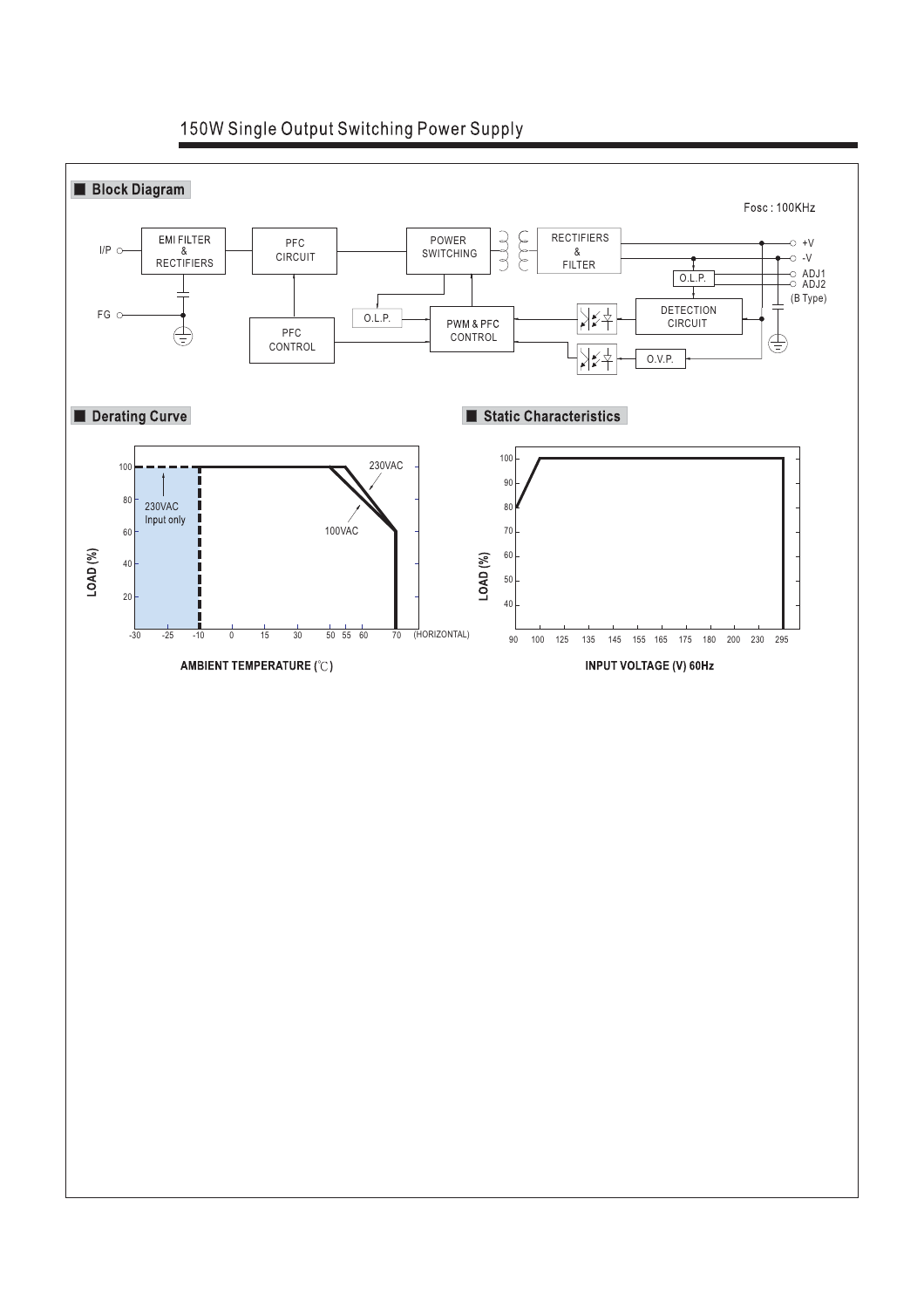## 150W Single Output Switching Power Supply

### Block Diagram

Fosc : 100KHz

I/P — EMI FILTER & RECTIFIERS — PFC CIRCUIT — POWER SWITCHING — RECTIFIERS & FILTER — +V, -V

O.L.P. — ADJ1, ADJ2 (B Type)

FG

PFC CONTROL

O.L.P.

PWM & PFC CONTROL

DETECTION CIRCUIT

O.V.P.

### Derating Curve

LOAD (%)

100, 80, 60, 40, 20

230VAC

230VAC Input only

100VAC

-30, -25, -10, 0, 15, 30, 50, 55, 60, 70 (HORIZONTAL)

AMBIENT TEMPERATURE (℃)

### Static Characteristics

LOAD (%)

100, 90, 80, 70, 60, 50, 40

90, 100, 125, 135, 145, 155, 165, 175, 180, 200, 230, 295

INPUT VOLTAGE (V) 60Hz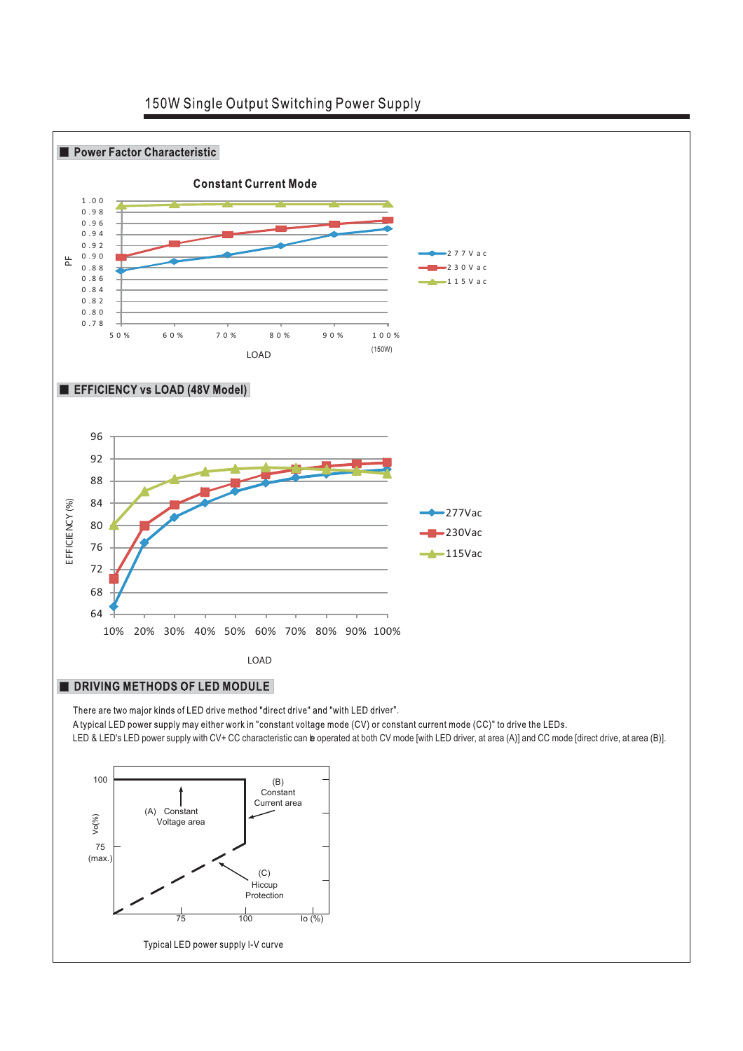## 150W Single Output Switching Power Supply

### Power Factor Characteristic

**Constant Current Mode**

PF

1.00
0.98
0.96
0.94
0.92
0.90
0.88
0.86
0.84
0.82
0.80
0.78

50% 60% 70% 80% 90% 100%

(150W)

LOAD

277Vac
230Vac
115Vac

### EFFICIENCY vs LOAD (48V Model)

EFFICIENCY (%)

96
92
88
84
80
76
72
68
64

10% 20% 30% 40% 50% 60% 70% 80% 90% 100%

LOAD

277Vac
230Vac
115Vac

### DRIVING METHODS OF LED MODULE

There are two major kinds of LED drive method "direct drive" and "with LED driver".

A typical LED power supply may either work in "constant voltage mode (CV) or constant current mode (CC)" to drive the LEDs.

LED & LED's LED power supply with CV+ CC characteristic can be operated at both CV mode [with LED driver, at area (A)] and CC mode [direct drive, at area (B)].

Vo(%)

100

75
(max.)

(A) Constant
Voltage area

(B)
Constant
Current area

(C)
Hiccup
Protection

75 100 Io (%)

Typical LED power supply I-V curve